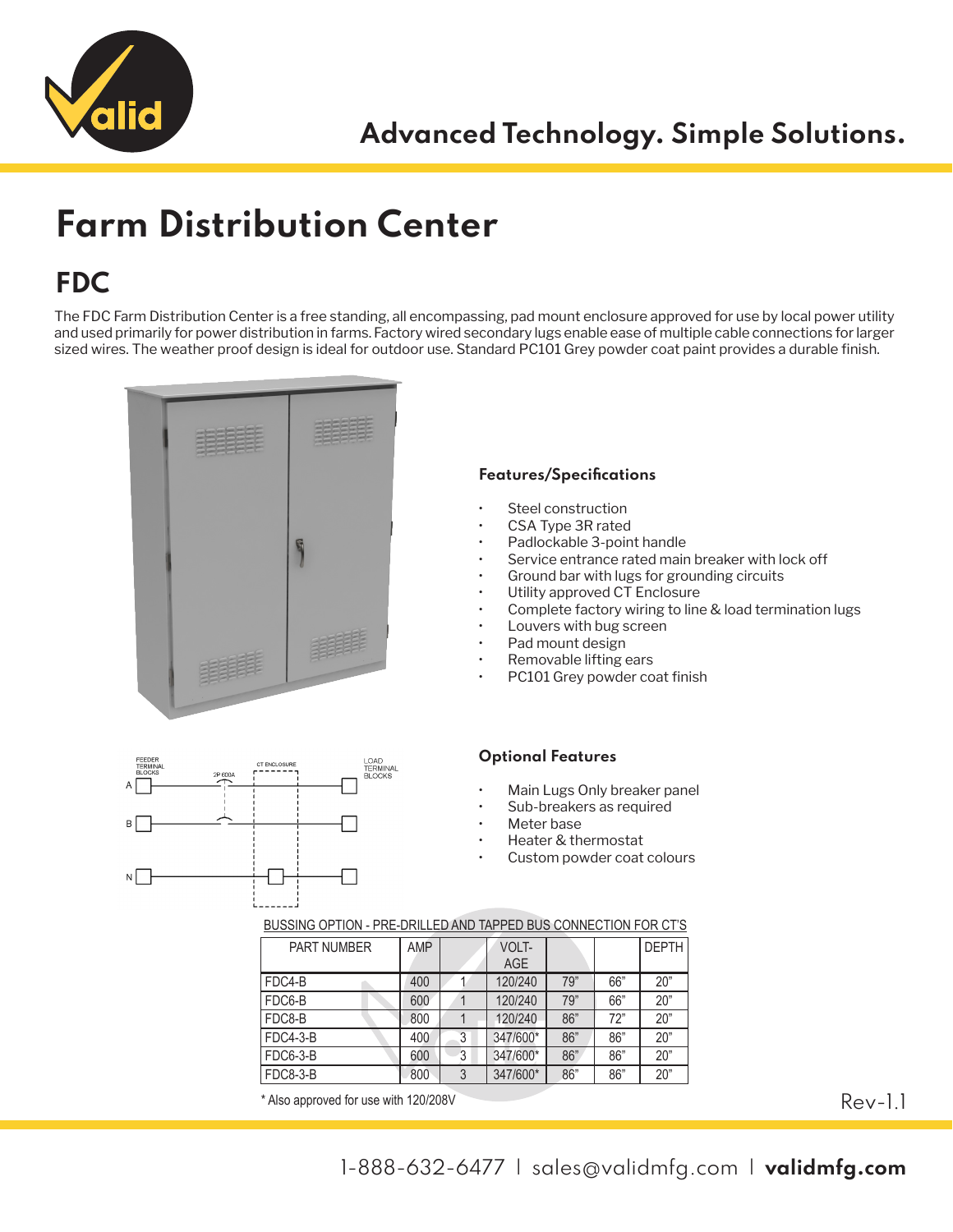Advanced Technology. Simple Solutions.

# Farm Distribution Center

## FDC

The FDC Farm Distribution Center is a free standing, all encompassing, pad mount enclosure approved for use by local power utility and used primarily for power distribution in farms. Factory wired secondary lugs enable ease of multiple cable connections for larger sized wires. The weather proof design is ideal for outdoor use. Standard PC101 Grey powder coat paint provides a durable finish.

### Features/Specifications

- Steel construction
- CSA Type 3R rated
- Padlockable 3-point handle
- Service entrance rated main breaker with lock off
- Ground bar with lugs for grounding circuits
- Utility approved CT Enclosure
- Complete factory wiring to line & load termination lugs
- Louvers with bug screen
- Pad mount design
- Removable lifting ears
- PC101 Grey powder coat finish

FEEDER TERMINAL BLOCKS | 2P 600A | CT ENCLOSURE | LOAD TERMINAL BLOCKS | A | B | N

### Optional Features

- Main Lugs Only breaker panel
- Sub-breakers as required
- Meter base
- Heater & thermostat
- Custom powder coat colours

BUSSING OPTION - PRE-DRILLED AND TAPPED BUS CONNECTION FOR CT'S

| PART NUMBER | AMP | | VOLT-AGE | | | DEPTH |
|---|---|---|---|---|---|---|
| FDC4-B | 400 | 1 | 120/240 | 79" | 66" | 20" |
| FDC6-B | 600 | 1 | 120/240 | 79" | 66" | 20" |
| FDC8-B | 800 | 1 | 120/240 | 86" | 72" | 20" |
| FDC4-3-B | 400 | 3 | 347/600* | 86" | 86" | 20" |
| FDC6-3-B | 600 | 3 | 347/600* | 86" | 86" | 20" |
| FDC8-3-B | 800 | 3 | 347/600* | 86" | 86" | 20" |

* Also approved for use with 120/208V

Rev-1.1

1-888-632-6477 | sales@validmfg.com | **validmfg.com**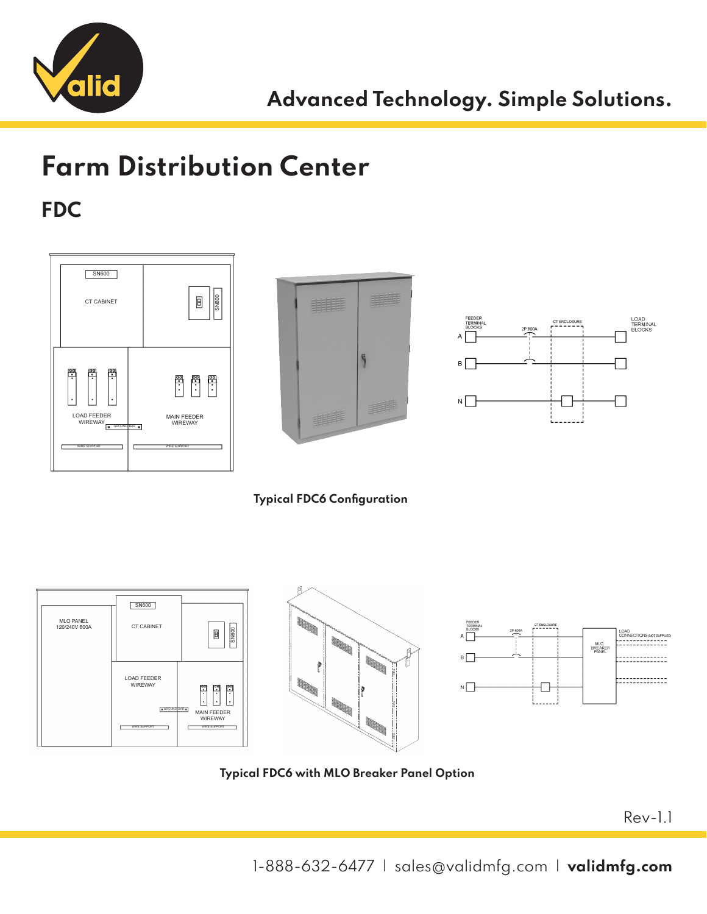Advanced Technology. Simple Solutions.

# Farm Distribution Center

## FDC

SN600

CT CABINET

SN600

LOAD FEEDER WIREWAY

GROUND BAR

MAIN FEEDER WIREWAY

WIRE SUPPORT

WIRE SUPPORT

FEEDER TERMINAL BLOCKS

CT ENCLOSURE

LOAD TERMINAL BLOCKS

2P 600A

A

B

N

**Typical FDC6 Configuration**

MLO PANEL 120/240V 600A

SN600

CT CABINET

SN600

LOAD FEEDER WIREWAY

GROUND BAR

MAIN FEEDER WIREWAY

WIRE SUPPORT

WIRE SUPPORT

FEEDER TERMINAL BLOCKS

CT ENCLOSURE

2P 600A

MLO BREAKER PANEL

LOAD CONNECTIONS (NOT SUPPLIED)

A

B

N

**Typical FDC6 with MLO Breaker Panel Option**

Rev-1.1

1-888-632-6477 | sales@validmfg.com | **validmfg.com**